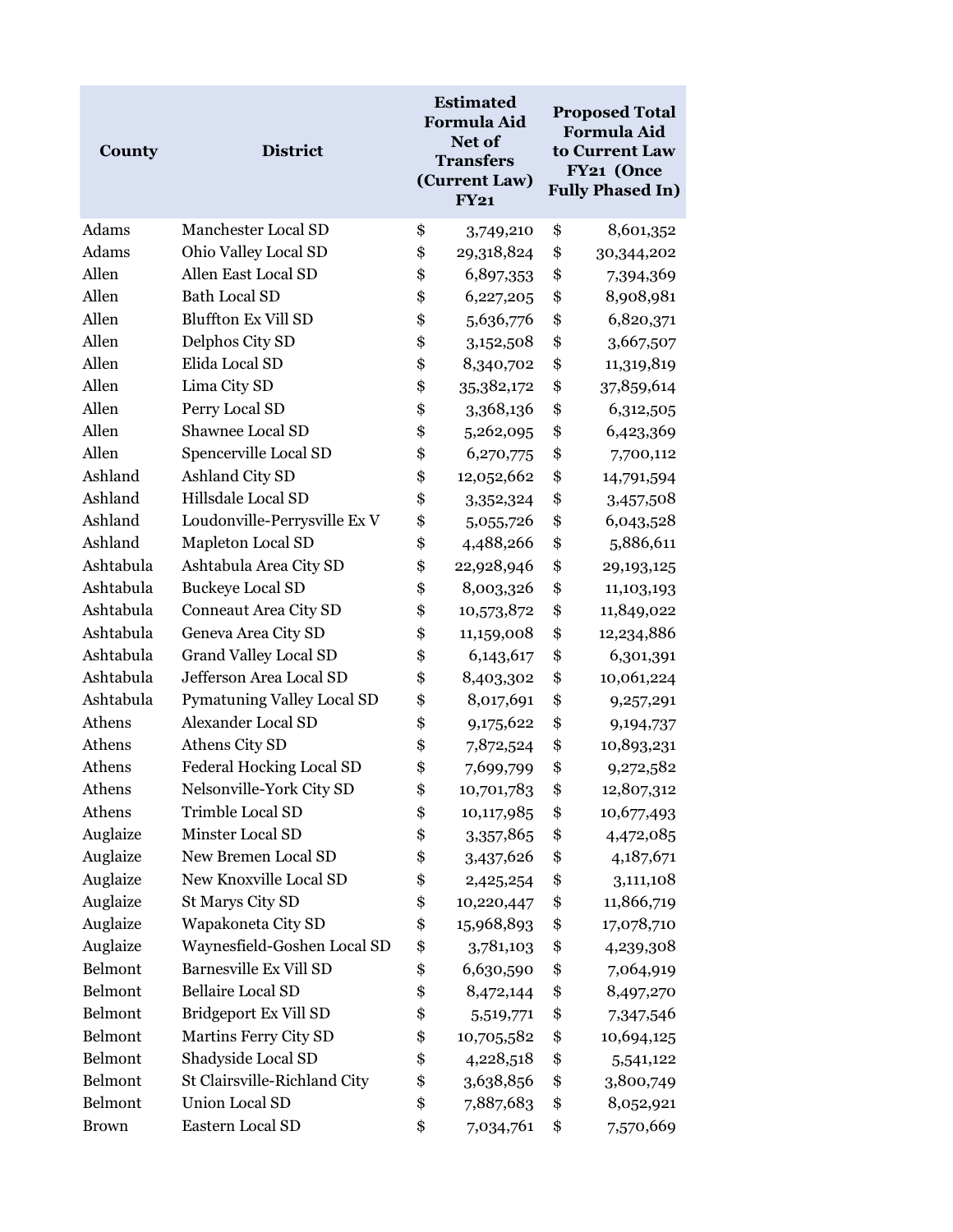| County | District | Estimated Formula Aid Net of Transfers (Current Law) FY21 | Proposed Total Formula Aid to Current Law FY21 (Once Fully Phased In) |
|---|---|---|---|
| Adams | Manchester Local SD | $ 3,749,210 | $ 8,601,352 |
| Adams | Ohio Valley Local SD | $ 29,318,824 | $ 30,344,202 |
| Allen | Allen East Local SD | $ 6,897,353 | $ 7,394,369 |
| Allen | Bath Local SD | $ 6,227,205 | $ 8,908,981 |
| Allen | Bluffton Ex Vill SD | $ 5,636,776 | $ 6,820,371 |
| Allen | Delphos City SD | $ 3,152,508 | $ 3,667,507 |
| Allen | Elida Local SD | $ 8,340,702 | $ 11,319,819 |
| Allen | Lima City SD | $ 35,382,172 | $ 37,859,614 |
| Allen | Perry Local SD | $ 3,368,136 | $ 6,312,505 |
| Allen | Shawnee Local SD | $ 5,262,095 | $ 6,423,369 |
| Allen | Spencerville Local SD | $ 6,270,775 | $ 7,700,112 |
| Ashland | Ashland City SD | $ 12,052,662 | $ 14,791,594 |
| Ashland | Hillsdale Local SD | $ 3,352,324 | $ 3,457,508 |
| Ashland | Loudonville-Perrysville Ex V | $ 5,055,726 | $ 6,043,528 |
| Ashland | Mapleton Local SD | $ 4,488,266 | $ 5,886,611 |
| Ashtabula | Ashtabula Area City SD | $ 22,928,946 | $ 29,193,125 |
| Ashtabula | Buckeye Local SD | $ 8,003,326 | $ 11,103,193 |
| Ashtabula | Conneaut Area City SD | $ 10,573,872 | $ 11,849,022 |
| Ashtabula | Geneva Area City SD | $ 11,159,008 | $ 12,234,886 |
| Ashtabula | Grand Valley Local SD | $ 6,143,617 | $ 6,301,391 |
| Ashtabula | Jefferson Area Local SD | $ 8,403,302 | $ 10,061,224 |
| Ashtabula | Pymatuning Valley Local SD | $ 8,017,691 | $ 9,257,291 |
| Athens | Alexander Local SD | $ 9,175,622 | $ 9,194,737 |
| Athens | Athens City SD | $ 7,872,524 | $ 10,893,231 |
| Athens | Federal Hocking Local SD | $ 7,699,799 | $ 9,272,582 |
| Athens | Nelsonville-York City SD | $ 10,701,783 | $ 12,807,312 |
| Athens | Trimble Local SD | $ 10,117,985 | $ 10,677,493 |
| Auglaize | Minster Local SD | $ 3,357,865 | $ 4,472,085 |
| Auglaize | New Bremen Local SD | $ 3,437,626 | $ 4,187,671 |
| Auglaize | New Knoxville Local SD | $ 2,425,254 | $ 3,111,108 |
| Auglaize | St Marys City SD | $ 10,220,447 | $ 11,866,719 |
| Auglaize | Wapakoneta City SD | $ 15,968,893 | $ 17,078,710 |
| Auglaize | Waynesfield-Goshen Local SD | $ 3,781,103 | $ 4,239,308 |
| Belmont | Barnesville Ex Vill SD | $ 6,630,590 | $ 7,064,919 |
| Belmont | Bellaire Local SD | $ 8,472,144 | $ 8,497,270 |
| Belmont | Bridgeport Ex Vill SD | $ 5,519,771 | $ 7,347,546 |
| Belmont | Martins Ferry City SD | $ 10,705,582 | $ 10,694,125 |
| Belmont | Shadyside Local SD | $ 4,228,518 | $ 5,541,122 |
| Belmont | St Clairsville-Richland City | $ 3,638,856 | $ 3,800,749 |
| Belmont | Union Local SD | $ 7,887,683 | $ 8,052,921 |
| Brown | Eastern Local SD | $ 7,034,761 | $ 7,570,669 |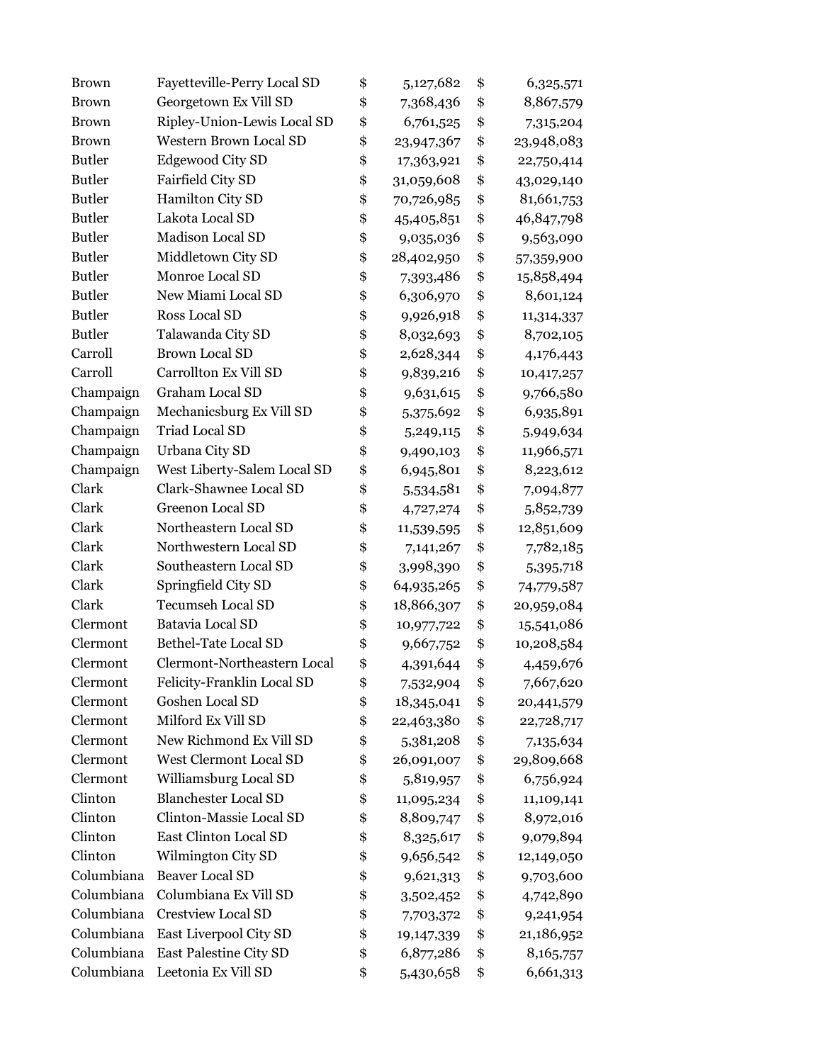| | | | | | |
|---|---|---|---|---|---|
| Brown | Fayetteville-Perry Local SD | $ | 5,127,682 | $ | 6,325,571 |
| Brown | Georgetown Ex Vill SD | $ | 7,368,436 | $ | 8,867,579 |
| Brown | Ripley-Union-Lewis Local SD | $ | 6,761,525 | $ | 7,315,204 |
| Brown | Western Brown Local SD | $ | 23,947,367 | $ | 23,948,083 |
| Butler | Edgewood City SD | $ | 17,363,921 | $ | 22,750,414 |
| Butler | Fairfield City SD | $ | 31,059,608 | $ | 43,029,140 |
| Butler | Hamilton City SD | $ | 70,726,985 | $ | 81,661,753 |
| Butler | Lakota Local SD | $ | 45,405,851 | $ | 46,847,798 |
| Butler | Madison Local SD | $ | 9,035,036 | $ | 9,563,090 |
| Butler | Middletown City SD | $ | 28,402,950 | $ | 57,359,900 |
| Butler | Monroe Local SD | $ | 7,393,486 | $ | 15,858,494 |
| Butler | New Miami Local SD | $ | 6,306,970 | $ | 8,601,124 |
| Butler | Ross Local SD | $ | 9,926,918 | $ | 11,314,337 |
| Butler | Talawanda City SD | $ | 8,032,693 | $ | 8,702,105 |
| Carroll | Brown Local SD | $ | 2,628,344 | $ | 4,176,443 |
| Carroll | Carrollton Ex Vill SD | $ | 9,839,216 | $ | 10,417,257 |
| Champaign | Graham Local SD | $ | 9,631,615 | $ | 9,766,580 |
| Champaign | Mechanicsburg Ex Vill SD | $ | 5,375,692 | $ | 6,935,891 |
| Champaign | Triad Local SD | $ | 5,249,115 | $ | 5,949,634 |
| Champaign | Urbana City SD | $ | 9,490,103 | $ | 11,966,571 |
| Champaign | West Liberty-Salem Local SD | $ | 6,945,801 | $ | 8,223,612 |
| Clark | Clark-Shawnee Local SD | $ | 5,534,581 | $ | 7,094,877 |
| Clark | Greenon Local SD | $ | 4,727,274 | $ | 5,852,739 |
| Clark | Northeastern Local SD | $ | 11,539,595 | $ | 12,851,609 |
| Clark | Northwestern Local SD | $ | 7,141,267 | $ | 7,782,185 |
| Clark | Southeastern Local SD | $ | 3,998,390 | $ | 5,395,718 |
| Clark | Springfield City SD | $ | 64,935,265 | $ | 74,779,587 |
| Clark | Tecumseh Local SD | $ | 18,866,307 | $ | 20,959,084 |
| Clermont | Batavia Local SD | $ | 10,977,722 | $ | 15,541,086 |
| Clermont | Bethel-Tate Local SD | $ | 9,667,752 | $ | 10,208,584 |
| Clermont | Clermont-Northeastern Local | $ | 4,391,644 | $ | 4,459,676 |
| Clermont | Felicity-Franklin Local SD | $ | 7,532,904 | $ | 7,667,620 |
| Clermont | Goshen Local SD | $ | 18,345,041 | $ | 20,441,579 |
| Clermont | Milford Ex Vill SD | $ | 22,463,380 | $ | 22,728,717 |
| Clermont | New Richmond Ex Vill SD | $ | 5,381,208 | $ | 7,135,634 |
| Clermont | West Clermont Local SD | $ | 26,091,007 | $ | 29,809,668 |
| Clermont | Williamsburg Local SD | $ | 5,819,957 | $ | 6,756,924 |
| Clinton | Blanchester Local SD | $ | 11,095,234 | $ | 11,109,141 |
| Clinton | Clinton-Massie Local SD | $ | 8,809,747 | $ | 8,972,016 |
| Clinton | East Clinton Local SD | $ | 8,325,617 | $ | 9,079,894 |
| Clinton | Wilmington City SD | $ | 9,656,542 | $ | 12,149,050 |
| Columbiana | Beaver Local SD | $ | 9,621,313 | $ | 9,703,600 |
| Columbiana | Columbiana Ex Vill SD | $ | 3,502,452 | $ | 4,742,890 |
| Columbiana | Crestview Local SD | $ | 7,703,372 | $ | 9,241,954 |
| Columbiana | East Liverpool City SD | $ | 19,147,339 | $ | 21,186,952 |
| Columbiana | East Palestine City SD | $ | 6,877,286 | $ | 8,165,757 |
| Columbiana | Leetonia Ex Vill SD | $ | 5,430,658 | $ | 6,661,313 |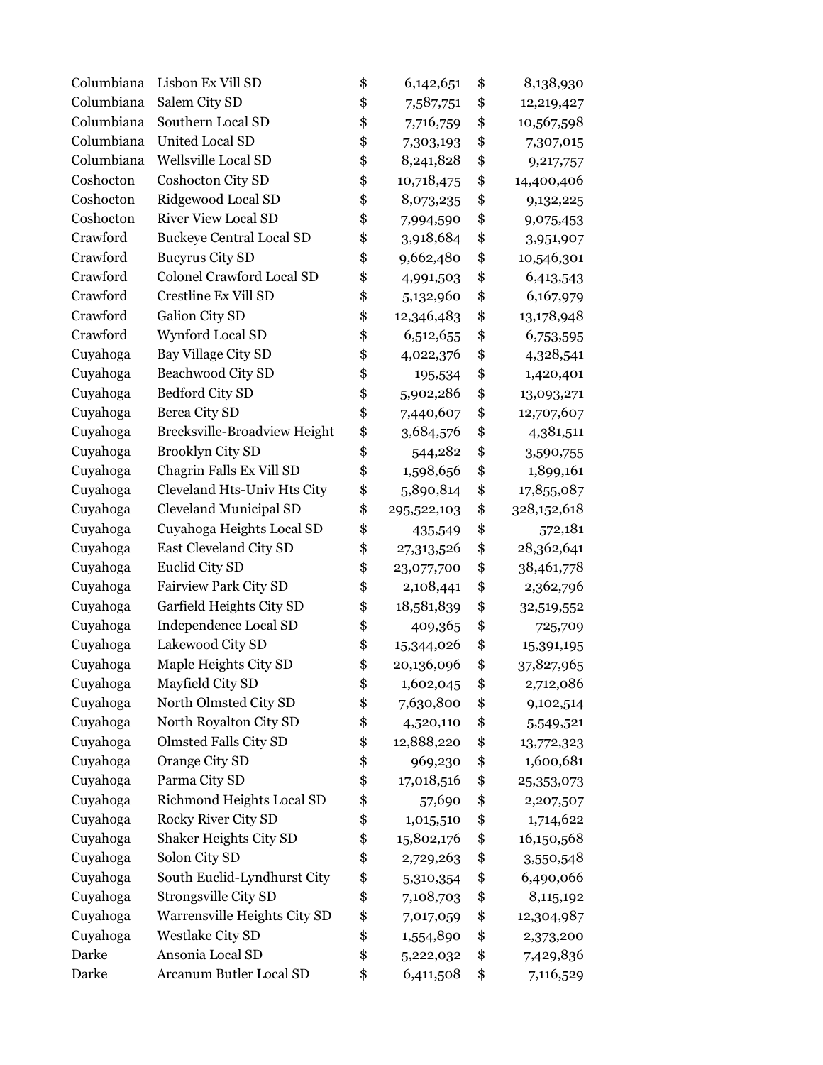| | | | | | |
|---|---|---|---|---|---|
| Columbiana | Lisbon Ex Vill SD | $ | 6,142,651 | $ | 8,138,930 |
| Columbiana | Salem City SD | $ | 7,587,751 | $ | 12,219,427 |
| Columbiana | Southern Local SD | $ | 7,716,759 | $ | 10,567,598 |
| Columbiana | United Local SD | $ | 7,303,193 | $ | 7,307,015 |
| Columbiana | Wellsville Local SD | $ | 8,241,828 | $ | 9,217,757 |
| Coshocton | Coshocton City SD | $ | 10,718,475 | $ | 14,400,406 |
| Coshocton | Ridgewood Local SD | $ | 8,073,235 | $ | 9,132,225 |
| Coshocton | River View Local SD | $ | 7,994,590 | $ | 9,075,453 |
| Crawford | Buckeye Central Local SD | $ | 3,918,684 | $ | 3,951,907 |
| Crawford | Bucyrus City SD | $ | 9,662,480 | $ | 10,546,301 |
| Crawford | Colonel Crawford Local SD | $ | 4,991,503 | $ | 6,413,543 |
| Crawford | Crestline Ex Vill SD | $ | 5,132,960 | $ | 6,167,979 |
| Crawford | Galion City SD | $ | 12,346,483 | $ | 13,178,948 |
| Crawford | Wynford Local SD | $ | 6,512,655 | $ | 6,753,595 |
| Cuyahoga | Bay Village City SD | $ | 4,022,376 | $ | 4,328,541 |
| Cuyahoga | Beachwood City SD | $ | 195,534 | $ | 1,420,401 |
| Cuyahoga | Bedford City SD | $ | 5,902,286 | $ | 13,093,271 |
| Cuyahoga | Berea City SD | $ | 7,440,607 | $ | 12,707,607 |
| Cuyahoga | Brecksville-Broadview Height | $ | 3,684,576 | $ | 4,381,511 |
| Cuyahoga | Brooklyn City SD | $ | 544,282 | $ | 3,590,755 |
| Cuyahoga | Chagrin Falls Ex Vill SD | $ | 1,598,656 | $ | 1,899,161 |
| Cuyahoga | Cleveland Hts-Univ Hts City | $ | 5,890,814 | $ | 17,855,087 |
| Cuyahoga | Cleveland Municipal SD | $ | 295,522,103 | $ | 328,152,618 |
| Cuyahoga | Cuyahoga Heights Local SD | $ | 435,549 | $ | 572,181 |
| Cuyahoga | East Cleveland City SD | $ | 27,313,526 | $ | 28,362,641 |
| Cuyahoga | Euclid City SD | $ | 23,077,700 | $ | 38,461,778 |
| Cuyahoga | Fairview Park City SD | $ | 2,108,441 | $ | 2,362,796 |
| Cuyahoga | Garfield Heights City SD | $ | 18,581,839 | $ | 32,519,552 |
| Cuyahoga | Independence Local SD | $ | 409,365 | $ | 725,709 |
| Cuyahoga | Lakewood City SD | $ | 15,344,026 | $ | 15,391,195 |
| Cuyahoga | Maple Heights City SD | $ | 20,136,096 | $ | 37,827,965 |
| Cuyahoga | Mayfield City SD | $ | 1,602,045 | $ | 2,712,086 |
| Cuyahoga | North Olmsted City SD | $ | 7,630,800 | $ | 9,102,514 |
| Cuyahoga | North Royalton City SD | $ | 4,520,110 | $ | 5,549,521 |
| Cuyahoga | Olmsted Falls City SD | $ | 12,888,220 | $ | 13,772,323 |
| Cuyahoga | Orange City SD | $ | 969,230 | $ | 1,600,681 |
| Cuyahoga | Parma City SD | $ | 17,018,516 | $ | 25,353,073 |
| Cuyahoga | Richmond Heights Local SD | $ | 57,690 | $ | 2,207,507 |
| Cuyahoga | Rocky River City SD | $ | 1,015,510 | $ | 1,714,622 |
| Cuyahoga | Shaker Heights City SD | $ | 15,802,176 | $ | 16,150,568 |
| Cuyahoga | Solon City SD | $ | 2,729,263 | $ | 3,550,548 |
| Cuyahoga | South Euclid-Lyndhurst City | $ | 5,310,354 | $ | 6,490,066 |
| Cuyahoga | Strongsville City SD | $ | 7,108,703 | $ | 8,115,192 |
| Cuyahoga | Warrensville Heights City SD | $ | 7,017,059 | $ | 12,304,987 |
| Cuyahoga | Westlake City SD | $ | 1,554,890 | $ | 2,373,200 |
| Darke | Ansonia Local SD | $ | 5,222,032 | $ | 7,429,836 |
| Darke | Arcanum Butler Local SD | $ | 6,411,508 | $ | 7,116,529 |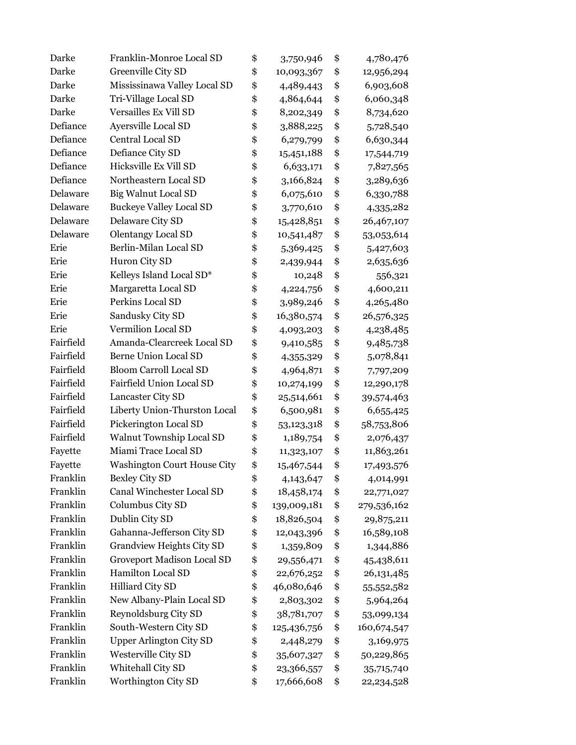| | | | | | |
|---|---|---|---|---|---|
| Darke | Franklin-Monroe Local SD | $ | 3,750,946 | $ | 4,780,476 |
| Darke | Greenville City SD | $ | 10,093,367 | $ | 12,956,294 |
| Darke | Mississinawa Valley Local SD | $ | 4,489,443 | $ | 6,903,608 |
| Darke | Tri-Village Local SD | $ | 4,864,644 | $ | 6,060,348 |
| Darke | Versailles Ex Vill SD | $ | 8,202,349 | $ | 8,734,620 |
| Defiance | Ayersville Local SD | $ | 3,888,225 | $ | 5,728,540 |
| Defiance | Central Local SD | $ | 6,279,799 | $ | 6,630,344 |
| Defiance | Defiance City SD | $ | 15,451,188 | $ | 17,544,719 |
| Defiance | Hicksville Ex Vill SD | $ | 6,633,171 | $ | 7,827,565 |
| Defiance | Northeastern Local SD | $ | 3,166,824 | $ | 3,289,636 |
| Delaware | Big Walnut Local SD | $ | 6,075,610 | $ | 6,330,788 |
| Delaware | Buckeye Valley Local SD | $ | 3,770,610 | $ | 4,335,282 |
| Delaware | Delaware City SD | $ | 15,428,851 | $ | 26,467,107 |
| Delaware | Olentangy Local SD | $ | 10,541,487 | $ | 53,053,614 |
| Erie | Berlin-Milan Local SD | $ | 5,369,425 | $ | 5,427,603 |
| Erie | Huron City SD | $ | 2,439,944 | $ | 2,635,636 |
| Erie | Kelleys Island Local SD* | $ | 10,248 | $ | 556,321 |
| Erie | Margaretta Local SD | $ | 4,224,756 | $ | 4,600,211 |
| Erie | Perkins Local SD | $ | 3,989,246 | $ | 4,265,480 |
| Erie | Sandusky City SD | $ | 16,380,574 | $ | 26,576,325 |
| Erie | Vermilion Local SD | $ | 4,093,203 | $ | 4,238,485 |
| Fairfield | Amanda-Clearcreek Local SD | $ | 9,410,585 | $ | 9,485,738 |
| Fairfield | Berne Union Local SD | $ | 4,355,329 | $ | 5,078,841 |
| Fairfield | Bloom Carroll Local SD | $ | 4,964,871 | $ | 7,797,209 |
| Fairfield | Fairfield Union Local SD | $ | 10,274,199 | $ | 12,290,178 |
| Fairfield | Lancaster City SD | $ | 25,514,661 | $ | 39,574,463 |
| Fairfield | Liberty Union-Thurston Local | $ | 6,500,981 | $ | 6,655,425 |
| Fairfield | Pickerington Local SD | $ | 53,123,318 | $ | 58,753,806 |
| Fairfield | Walnut Township Local SD | $ | 1,189,754 | $ | 2,076,437 |
| Fayette | Miami Trace Local SD | $ | 11,323,107 | $ | 11,863,261 |
| Fayette | Washington Court House City | $ | 15,467,544 | $ | 17,493,576 |
| Franklin | Bexley City SD | $ | 4,143,647 | $ | 4,014,991 |
| Franklin | Canal Winchester Local SD | $ | 18,458,174 | $ | 22,771,027 |
| Franklin | Columbus City SD | $ | 139,009,181 | $ | 279,536,162 |
| Franklin | Dublin City SD | $ | 18,826,504 | $ | 29,875,211 |
| Franklin | Gahanna-Jefferson City SD | $ | 12,043,396 | $ | 16,589,108 |
| Franklin | Grandview Heights City SD | $ | 1,359,809 | $ | 1,344,886 |
| Franklin | Groveport Madison Local SD | $ | 29,556,471 | $ | 45,438,611 |
| Franklin | Hamilton Local SD | $ | 22,676,252 | $ | 26,131,485 |
| Franklin | Hilliard City SD | $ | 46,080,646 | $ | 55,552,582 |
| Franklin | New Albany-Plain Local SD | $ | 2,803,302 | $ | 5,964,264 |
| Franklin | Reynoldsburg City SD | $ | 38,781,707 | $ | 53,099,134 |
| Franklin | South-Western City SD | $ | 125,436,756 | $ | 160,674,547 |
| Franklin | Upper Arlington City SD | $ | 2,448,279 | $ | 3,169,975 |
| Franklin | Westerville City SD | $ | 35,607,327 | $ | 50,229,865 |
| Franklin | Whitehall City SD | $ | 23,366,557 | $ | 35,715,740 |
| Franklin | Worthington City SD | $ | 17,666,608 | $ | 22,234,528 |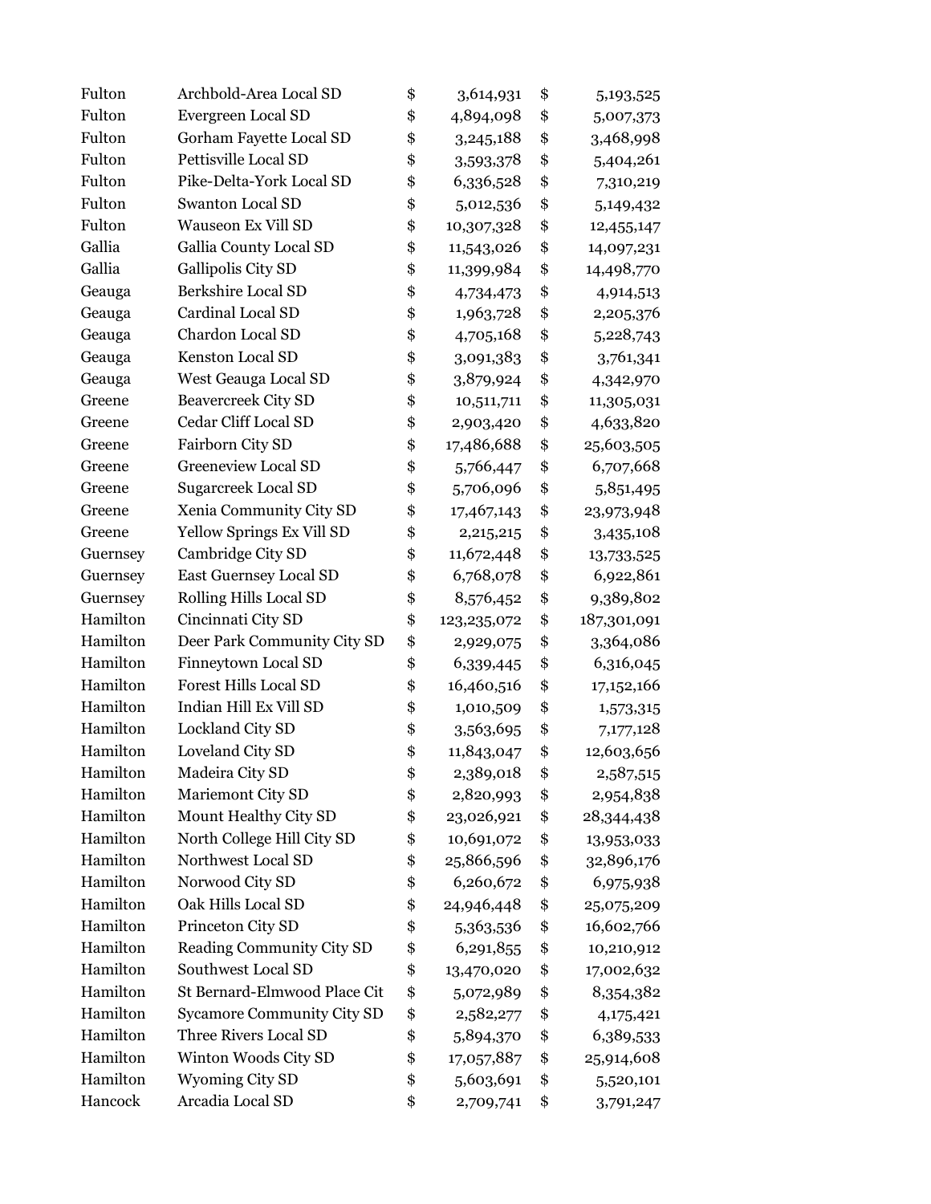| | | | | | |
|---|---|---|---|---|---|
| Fulton | Archbold-Area Local SD | $ | 3,614,931 | $ | 5,193,525 |
| Fulton | Evergreen Local SD | $ | 4,894,098 | $ | 5,007,373 |
| Fulton | Gorham Fayette Local SD | $ | 3,245,188 | $ | 3,468,998 |
| Fulton | Pettisville Local SD | $ | 3,593,378 | $ | 5,404,261 |
| Fulton | Pike-Delta-York Local SD | $ | 6,336,528 | $ | 7,310,219 |
| Fulton | Swanton Local SD | $ | 5,012,536 | $ | 5,149,432 |
| Fulton | Wauseon Ex Vill SD | $ | 10,307,328 | $ | 12,455,147 |
| Gallia | Gallia County Local SD | $ | 11,543,026 | $ | 14,097,231 |
| Gallia | Gallipolis City SD | $ | 11,399,984 | $ | 14,498,770 |
| Geauga | Berkshire Local SD | $ | 4,734,473 | $ | 4,914,513 |
| Geauga | Cardinal Local SD | $ | 1,963,728 | $ | 2,205,376 |
| Geauga | Chardon Local SD | $ | 4,705,168 | $ | 5,228,743 |
| Geauga | Kenston Local SD | $ | 3,091,383 | $ | 3,761,341 |
| Geauga | West Geauga Local SD | $ | 3,879,924 | $ | 4,342,970 |
| Greene | Beavercreek City SD | $ | 10,511,711 | $ | 11,305,031 |
| Greene | Cedar Cliff Local SD | $ | 2,903,420 | $ | 4,633,820 |
| Greene | Fairborn City SD | $ | 17,486,688 | $ | 25,603,505 |
| Greene | Greeneview Local SD | $ | 5,766,447 | $ | 6,707,668 |
| Greene | Sugarcreek Local SD | $ | 5,706,096 | $ | 5,851,495 |
| Greene | Xenia Community City SD | $ | 17,467,143 | $ | 23,973,948 |
| Greene | Yellow Springs Ex Vill SD | $ | 2,215,215 | $ | 3,435,108 |
| Guernsey | Cambridge City SD | $ | 11,672,448 | $ | 13,733,525 |
| Guernsey | East Guernsey Local SD | $ | 6,768,078 | $ | 6,922,861 |
| Guernsey | Rolling Hills Local SD | $ | 8,576,452 | $ | 9,389,802 |
| Hamilton | Cincinnati City SD | $ | 123,235,072 | $ | 187,301,091 |
| Hamilton | Deer Park Community City SD | $ | 2,929,075 | $ | 3,364,086 |
| Hamilton | Finneytown Local SD | $ | 6,339,445 | $ | 6,316,045 |
| Hamilton | Forest Hills Local SD | $ | 16,460,516 | $ | 17,152,166 |
| Hamilton | Indian Hill Ex Vill SD | $ | 1,010,509 | $ | 1,573,315 |
| Hamilton | Lockland City SD | $ | 3,563,695 | $ | 7,177,128 |
| Hamilton | Loveland City SD | $ | 11,843,047 | $ | 12,603,656 |
| Hamilton | Madeira City SD | $ | 2,389,018 | $ | 2,587,515 |
| Hamilton | Mariemont City SD | $ | 2,820,993 | $ | 2,954,838 |
| Hamilton | Mount Healthy City SD | $ | 23,026,921 | $ | 28,344,438 |
| Hamilton | North College Hill City SD | $ | 10,691,072 | $ | 13,953,033 |
| Hamilton | Northwest Local SD | $ | 25,866,596 | $ | 32,896,176 |
| Hamilton | Norwood City SD | $ | 6,260,672 | $ | 6,975,938 |
| Hamilton | Oak Hills Local SD | $ | 24,946,448 | $ | 25,075,209 |
| Hamilton | Princeton City SD | $ | 5,363,536 | $ | 16,602,766 |
| Hamilton | Reading Community City SD | $ | 6,291,855 | $ | 10,210,912 |
| Hamilton | Southwest Local SD | $ | 13,470,020 | $ | 17,002,632 |
| Hamilton | St Bernard-Elmwood Place Cit | $ | 5,072,989 | $ | 8,354,382 |
| Hamilton | Sycamore Community City SD | $ | 2,582,277 | $ | 4,175,421 |
| Hamilton | Three Rivers Local SD | $ | 5,894,370 | $ | 6,389,533 |
| Hamilton | Winton Woods City SD | $ | 17,057,887 | $ | 25,914,608 |
| Hamilton | Wyoming City SD | $ | 5,603,691 | $ | 5,520,101 |
| Hancock | Arcadia Local SD | $ | 2,709,741 | $ | 3,791,247 |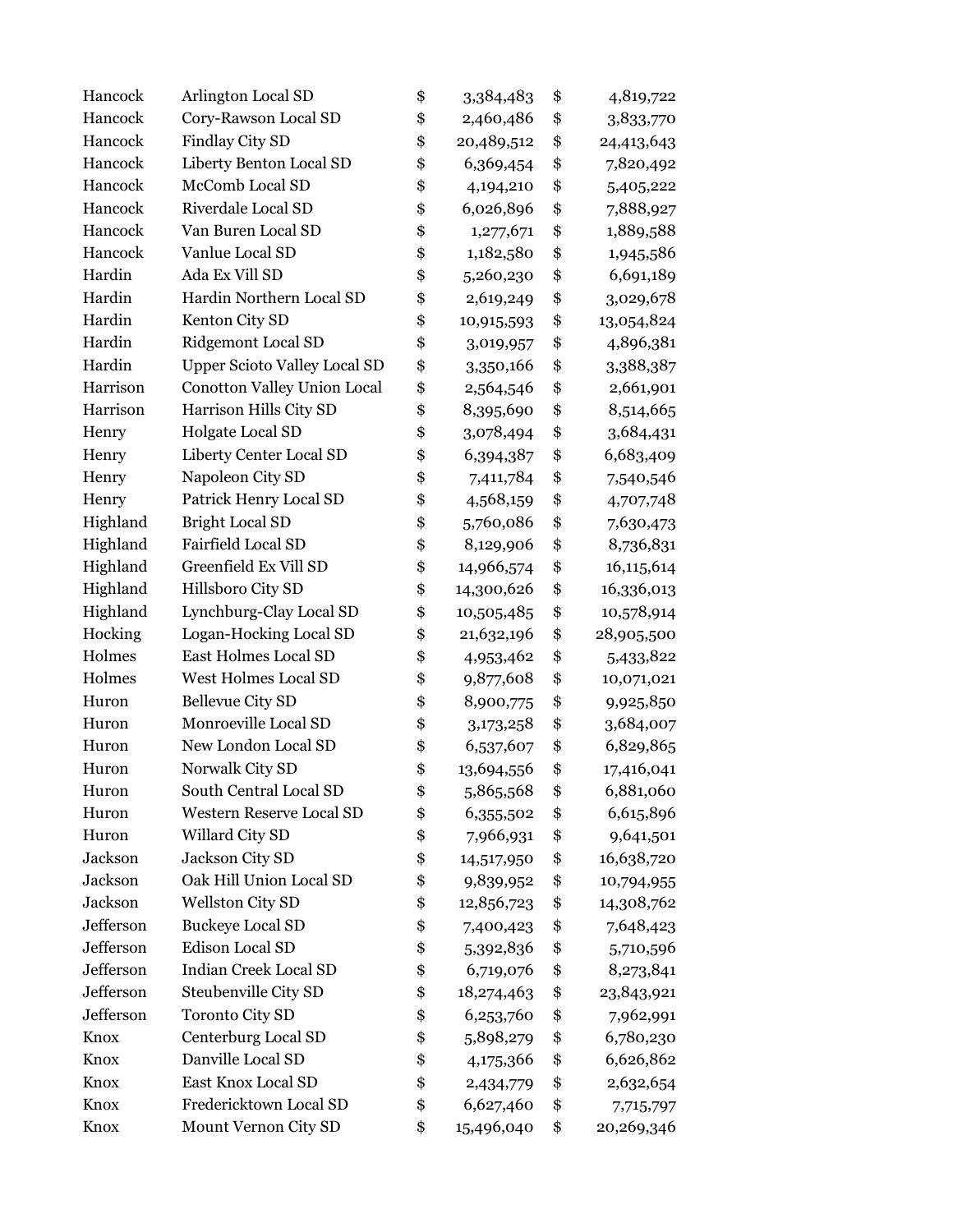| | | | |
|---|---|---|---|
| Hancock | Arlington Local SD | $ 3,384,483 | $ 4,819,722 |
| Hancock | Cory-Rawson Local SD | $ 2,460,486 | $ 3,833,770 |
| Hancock | Findlay City SD | $ 20,489,512 | $ 24,413,643 |
| Hancock | Liberty Benton Local SD | $ 6,369,454 | $ 7,820,492 |
| Hancock | McComb Local SD | $ 4,194,210 | $ 5,405,222 |
| Hancock | Riverdale Local SD | $ 6,026,896 | $ 7,888,927 |
| Hancock | Van Buren Local SD | $ 1,277,671 | $ 1,889,588 |
| Hancock | Vanlue Local SD | $ 1,182,580 | $ 1,945,586 |
| Hardin | Ada Ex Vill SD | $ 5,260,230 | $ 6,691,189 |
| Hardin | Hardin Northern Local SD | $ 2,619,249 | $ 3,029,678 |
| Hardin | Kenton City SD | $ 10,915,593 | $ 13,054,824 |
| Hardin | Ridgemont Local SD | $ 3,019,957 | $ 4,896,381 |
| Hardin | Upper Scioto Valley Local SD | $ 3,350,166 | $ 3,388,387 |
| Harrison | Conotton Valley Union Local | $ 2,564,546 | $ 2,661,901 |
| Harrison | Harrison Hills City SD | $ 8,395,690 | $ 8,514,665 |
| Henry | Holgate Local SD | $ 3,078,494 | $ 3,684,431 |
| Henry | Liberty Center Local SD | $ 6,394,387 | $ 6,683,409 |
| Henry | Napoleon City SD | $ 7,411,784 | $ 7,540,546 |
| Henry | Patrick Henry Local SD | $ 4,568,159 | $ 4,707,748 |
| Highland | Bright Local SD | $ 5,760,086 | $ 7,630,473 |
| Highland | Fairfield Local SD | $ 8,129,906 | $ 8,736,831 |
| Highland | Greenfield Ex Vill SD | $ 14,966,574 | $ 16,115,614 |
| Highland | Hillsboro City SD | $ 14,300,626 | $ 16,336,013 |
| Highland | Lynchburg-Clay Local SD | $ 10,505,485 | $ 10,578,914 |
| Hocking | Logan-Hocking Local SD | $ 21,632,196 | $ 28,905,500 |
| Holmes | East Holmes Local SD | $ 4,953,462 | $ 5,433,822 |
| Holmes | West Holmes Local SD | $ 9,877,608 | $ 10,071,021 |
| Huron | Bellevue City SD | $ 8,900,775 | $ 9,925,850 |
| Huron | Monroeville Local SD | $ 3,173,258 | $ 3,684,007 |
| Huron | New London Local SD | $ 6,537,607 | $ 6,829,865 |
| Huron | Norwalk City SD | $ 13,694,556 | $ 17,416,041 |
| Huron | South Central Local SD | $ 5,865,568 | $ 6,881,060 |
| Huron | Western Reserve Local SD | $ 6,355,502 | $ 6,615,896 |
| Huron | Willard City SD | $ 7,966,931 | $ 9,641,501 |
| Jackson | Jackson City SD | $ 14,517,950 | $ 16,638,720 |
| Jackson | Oak Hill Union Local SD | $ 9,839,952 | $ 10,794,955 |
| Jackson | Wellston City SD | $ 12,856,723 | $ 14,308,762 |
| Jefferson | Buckeye Local SD | $ 7,400,423 | $ 7,648,423 |
| Jefferson | Edison Local SD | $ 5,392,836 | $ 5,710,596 |
| Jefferson | Indian Creek Local SD | $ 6,719,076 | $ 8,273,841 |
| Jefferson | Steubenville City SD | $ 18,274,463 | $ 23,843,921 |
| Jefferson | Toronto City SD | $ 6,253,760 | $ 7,962,991 |
| Knox | Centerburg Local SD | $ 5,898,279 | $ 6,780,230 |
| Knox | Danville Local SD | $ 4,175,366 | $ 6,626,862 |
| Knox | East Knox Local SD | $ 2,434,779 | $ 2,632,654 |
| Knox | Fredericktown Local SD | $ 6,627,460 | $ 7,715,797 |
| Knox | Mount Vernon City SD | $ 15,496,040 | $ 20,269,346 |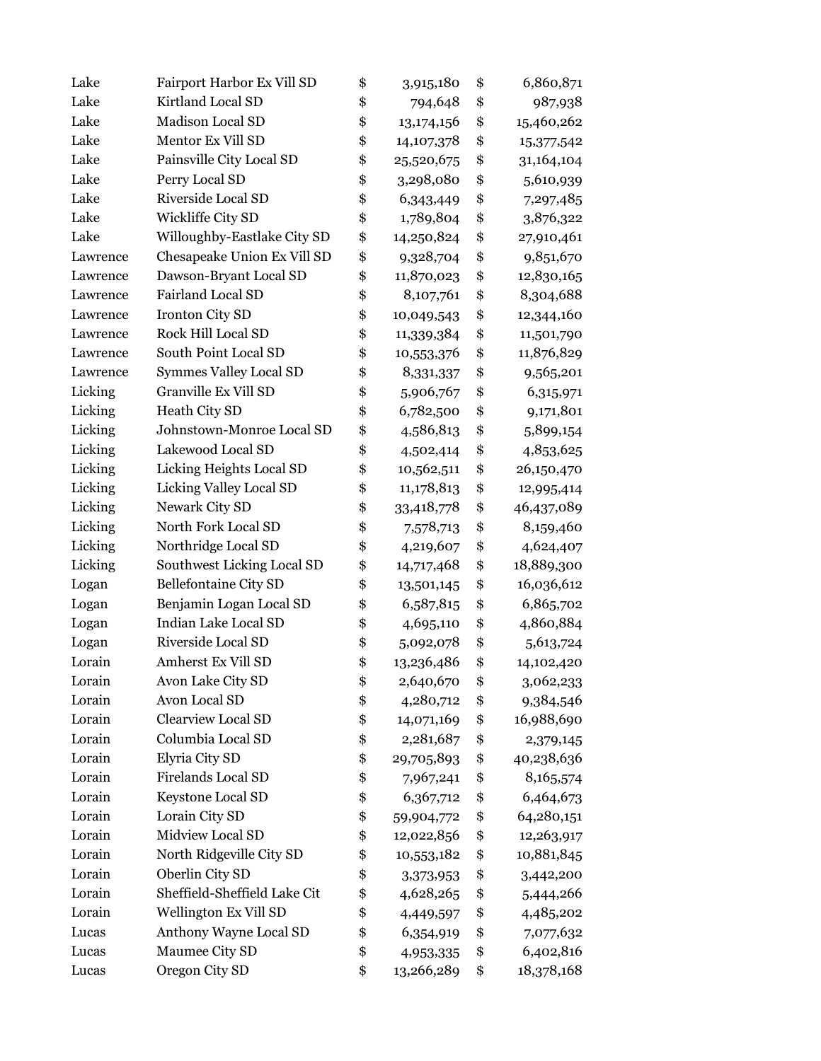| | | | | | |
|---|---|---|---|---|---|
| Lake | Fairport Harbor Ex Vill SD | $ | 3,915,180 | $ | 6,860,871 |
| Lake | Kirtland Local SD | $ | 794,648 | $ | 987,938 |
| Lake | Madison Local SD | $ | 13,174,156 | $ | 15,460,262 |
| Lake | Mentor Ex Vill SD | $ | 14,107,378 | $ | 15,377,542 |
| Lake | Painsville City Local SD | $ | 25,520,675 | $ | 31,164,104 |
| Lake | Perry Local SD | $ | 3,298,080 | $ | 5,610,939 |
| Lake | Riverside Local SD | $ | 6,343,449 | $ | 7,297,485 |
| Lake | Wickliffe City SD | $ | 1,789,804 | $ | 3,876,322 |
| Lake | Willoughby-Eastlake City SD | $ | 14,250,824 | $ | 27,910,461 |
| Lawrence | Chesapeake Union Ex Vill SD | $ | 9,328,704 | $ | 9,851,670 |
| Lawrence | Dawson-Bryant Local SD | $ | 11,870,023 | $ | 12,830,165 |
| Lawrence | Fairland Local SD | $ | 8,107,761 | $ | 8,304,688 |
| Lawrence | Ironton City SD | $ | 10,049,543 | $ | 12,344,160 |
| Lawrence | Rock Hill Local SD | $ | 11,339,384 | $ | 11,501,790 |
| Lawrence | South Point Local SD | $ | 10,553,376 | $ | 11,876,829 |
| Lawrence | Symmes Valley Local SD | $ | 8,331,337 | $ | 9,565,201 |
| Licking | Granville Ex Vill SD | $ | 5,906,767 | $ | 6,315,971 |
| Licking | Heath City SD | $ | 6,782,500 | $ | 9,171,801 |
| Licking | Johnstown-Monroe Local SD | $ | 4,586,813 | $ | 5,899,154 |
| Licking | Lakewood Local SD | $ | 4,502,414 | $ | 4,853,625 |
| Licking | Licking Heights Local SD | $ | 10,562,511 | $ | 26,150,470 |
| Licking | Licking Valley Local SD | $ | 11,178,813 | $ | 12,995,414 |
| Licking | Newark City SD | $ | 33,418,778 | $ | 46,437,089 |
| Licking | North Fork Local SD | $ | 7,578,713 | $ | 8,159,460 |
| Licking | Northridge Local SD | $ | 4,219,607 | $ | 4,624,407 |
| Licking | Southwest Licking Local SD | $ | 14,717,468 | $ | 18,889,300 |
| Logan | Bellefontaine City SD | $ | 13,501,145 | $ | 16,036,612 |
| Logan | Benjamin Logan Local SD | $ | 6,587,815 | $ | 6,865,702 |
| Logan | Indian Lake Local SD | $ | 4,695,110 | $ | 4,860,884 |
| Logan | Riverside Local SD | $ | 5,092,078 | $ | 5,613,724 |
| Lorain | Amherst Ex Vill SD | $ | 13,236,486 | $ | 14,102,420 |
| Lorain | Avon Lake City SD | $ | 2,640,670 | $ | 3,062,233 |
| Lorain | Avon Local SD | $ | 4,280,712 | $ | 9,384,546 |
| Lorain | Clearview Local SD | $ | 14,071,169 | $ | 16,988,690 |
| Lorain | Columbia Local SD | $ | 2,281,687 | $ | 2,379,145 |
| Lorain | Elyria City SD | $ | 29,705,893 | $ | 40,238,636 |
| Lorain | Firelands Local SD | $ | 7,967,241 | $ | 8,165,574 |
| Lorain | Keystone Local SD | $ | 6,367,712 | $ | 6,464,673 |
| Lorain | Lorain City SD | $ | 59,904,772 | $ | 64,280,151 |
| Lorain | Midview Local SD | $ | 12,022,856 | $ | 12,263,917 |
| Lorain | North Ridgeville City SD | $ | 10,553,182 | $ | 10,881,845 |
| Lorain | Oberlin City SD | $ | 3,373,953 | $ | 3,442,200 |
| Lorain | Sheffield-Sheffield Lake Cit | $ | 4,628,265 | $ | 5,444,266 |
| Lorain | Wellington Ex Vill SD | $ | 4,449,597 | $ | 4,485,202 |
| Lucas | Anthony Wayne Local SD | $ | 6,354,919 | $ | 7,077,632 |
| Lucas | Maumee City SD | $ | 4,953,335 | $ | 6,402,816 |
| Lucas | Oregon City SD | $ | 13,266,289 | $ | 18,378,168 |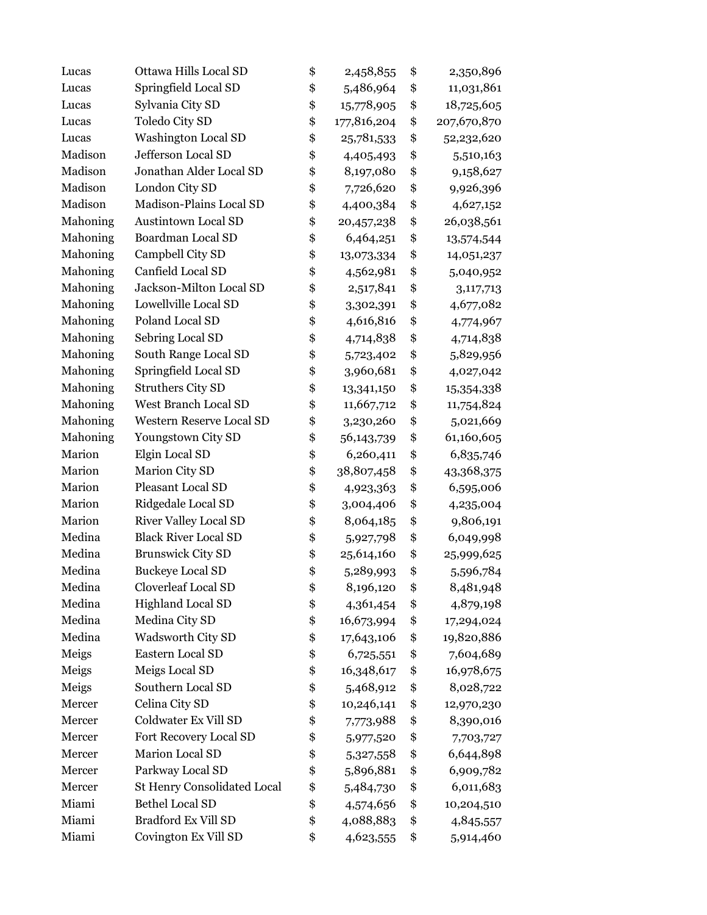| | | | | | |
|---|---|---|---|---|---|
| Lucas | Ottawa Hills Local SD | $ | 2,458,855 | $ | 2,350,896 |
| Lucas | Springfield Local SD | $ | 5,486,964 | $ | 11,031,861 |
| Lucas | Sylvania City SD | $ | 15,778,905 | $ | 18,725,605 |
| Lucas | Toledo City SD | $ | 177,816,204 | $ | 207,670,870 |
| Lucas | Washington Local SD | $ | 25,781,533 | $ | 52,232,620 |
| Madison | Jefferson Local SD | $ | 4,405,493 | $ | 5,510,163 |
| Madison | Jonathan Alder Local SD | $ | 8,197,080 | $ | 9,158,627 |
| Madison | London City SD | $ | 7,726,620 | $ | 9,926,396 |
| Madison | Madison-Plains Local SD | $ | 4,400,384 | $ | 4,627,152 |
| Mahoning | Austintown Local SD | $ | 20,457,238 | $ | 26,038,561 |
| Mahoning | Boardman Local SD | $ | 6,464,251 | $ | 13,574,544 |
| Mahoning | Campbell City SD | $ | 13,073,334 | $ | 14,051,237 |
| Mahoning | Canfield Local SD | $ | 4,562,981 | $ | 5,040,952 |
| Mahoning | Jackson-Milton Local SD | $ | 2,517,841 | $ | 3,117,713 |
| Mahoning | Lowellville Local SD | $ | 3,302,391 | $ | 4,677,082 |
| Mahoning | Poland Local SD | $ | 4,616,816 | $ | 4,774,967 |
| Mahoning | Sebring Local SD | $ | 4,714,838 | $ | 4,714,838 |
| Mahoning | South Range Local SD | $ | 5,723,402 | $ | 5,829,956 |
| Mahoning | Springfield Local SD | $ | 3,960,681 | $ | 4,027,042 |
| Mahoning | Struthers City SD | $ | 13,341,150 | $ | 15,354,338 |
| Mahoning | West Branch Local SD | $ | 11,667,712 | $ | 11,754,824 |
| Mahoning | Western Reserve Local SD | $ | 3,230,260 | $ | 5,021,669 |
| Mahoning | Youngstown City SD | $ | 56,143,739 | $ | 61,160,605 |
| Marion | Elgin Local SD | $ | 6,260,411 | $ | 6,835,746 |
| Marion | Marion City SD | $ | 38,807,458 | $ | 43,368,375 |
| Marion | Pleasant Local SD | $ | 4,923,363 | $ | 6,595,006 |
| Marion | Ridgedale Local SD | $ | 3,004,406 | $ | 4,235,004 |
| Marion | River Valley Local SD | $ | 8,064,185 | $ | 9,806,191 |
| Medina | Black River Local SD | $ | 5,927,798 | $ | 6,049,998 |
| Medina | Brunswick City SD | $ | 25,614,160 | $ | 25,999,625 |
| Medina | Buckeye Local SD | $ | 5,289,993 | $ | 5,596,784 |
| Medina | Cloverleaf Local SD | $ | 8,196,120 | $ | 8,481,948 |
| Medina | Highland Local SD | $ | 4,361,454 | $ | 4,879,198 |
| Medina | Medina City SD | $ | 16,673,994 | $ | 17,294,024 |
| Medina | Wadsworth City SD | $ | 17,643,106 | $ | 19,820,886 |
| Meigs | Eastern Local SD | $ | 6,725,551 | $ | 7,604,689 |
| Meigs | Meigs Local SD | $ | 16,348,617 | $ | 16,978,675 |
| Meigs | Southern Local SD | $ | 5,468,912 | $ | 8,028,722 |
| Mercer | Celina City SD | $ | 10,246,141 | $ | 12,970,230 |
| Mercer | Coldwater Ex Vill SD | $ | 7,773,988 | $ | 8,390,016 |
| Mercer | Fort Recovery Local SD | $ | 5,977,520 | $ | 7,703,727 |
| Mercer | Marion Local SD | $ | 5,327,558 | $ | 6,644,898 |
| Mercer | Parkway Local SD | $ | 5,896,881 | $ | 6,909,782 |
| Mercer | St Henry Consolidated Local | $ | 5,484,730 | $ | 6,011,683 |
| Miami | Bethel Local SD | $ | 4,574,656 | $ | 10,204,510 |
| Miami | Bradford Ex Vill SD | $ | 4,088,883 | $ | 4,845,557 |
| Miami | Covington Ex Vill SD | $ | 4,623,555 | $ | 5,914,460 |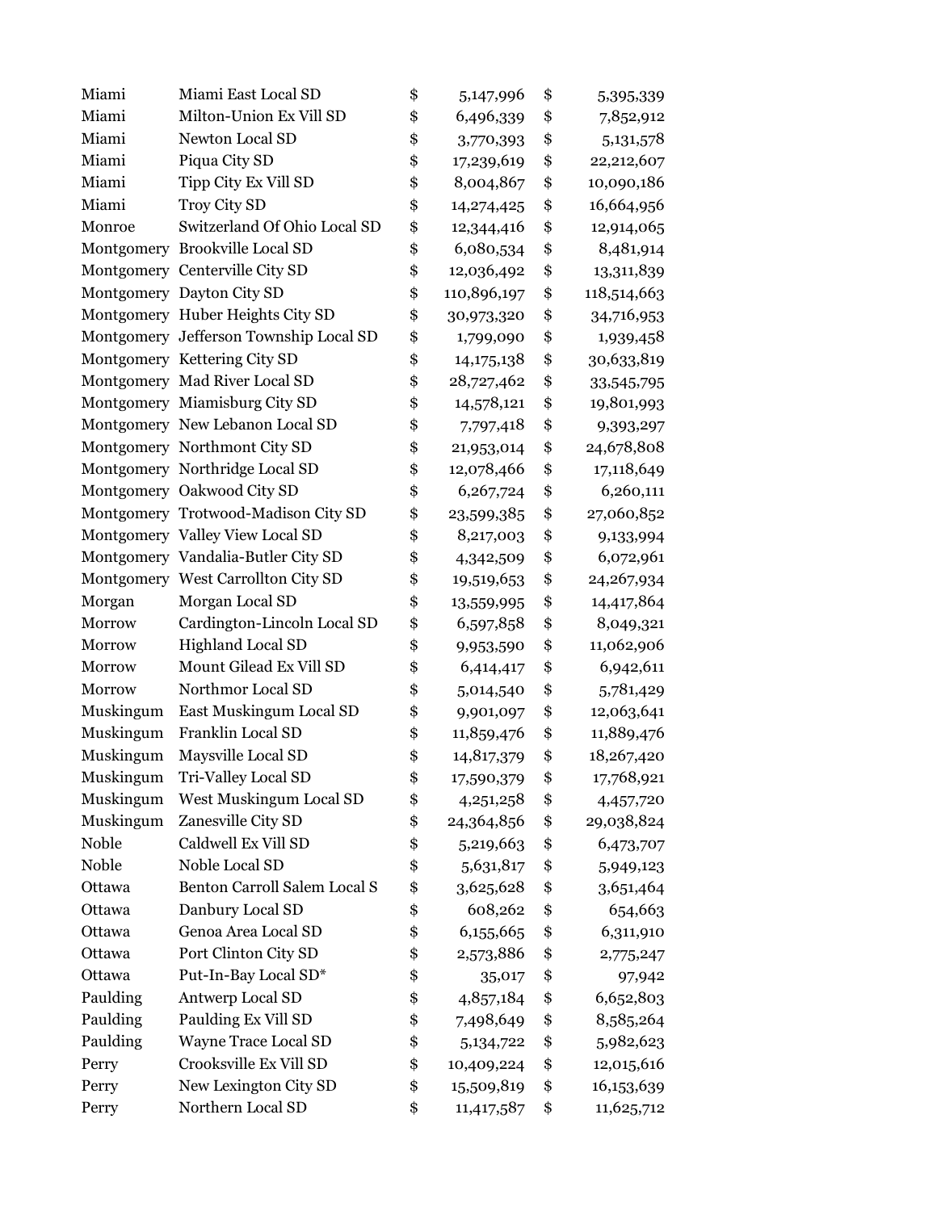| | | | | | |
|---|---|---|---|---|---|
| Miami | Miami East Local SD | $ | 5,147,996 | $ | 5,395,339 |
| Miami | Milton-Union Ex Vill SD | $ | 6,496,339 | $ | 7,852,912 |
| Miami | Newton Local SD | $ | 3,770,393 | $ | 5,131,578 |
| Miami | Piqua City SD | $ | 17,239,619 | $ | 22,212,607 |
| Miami | Tipp City Ex Vill SD | $ | 8,004,867 | $ | 10,090,186 |
| Miami | Troy City SD | $ | 14,274,425 | $ | 16,664,956 |
| Monroe | Switzerland Of Ohio Local SD | $ | 12,344,416 | $ | 12,914,065 |
| Montgomery | Brookville Local SD | $ | 6,080,534 | $ | 8,481,914 |
| Montgomery | Centerville City SD | $ | 12,036,492 | $ | 13,311,839 |
| Montgomery | Dayton City SD | $ | 110,896,197 | $ | 118,514,663 |
| Montgomery | Huber Heights City SD | $ | 30,973,320 | $ | 34,716,953 |
| Montgomery | Jefferson Township Local SD | $ | 1,799,090 | $ | 1,939,458 |
| Montgomery | Kettering City SD | $ | 14,175,138 | $ | 30,633,819 |
| Montgomery | Mad River Local SD | $ | 28,727,462 | $ | 33,545,795 |
| Montgomery | Miamisburg City SD | $ | 14,578,121 | $ | 19,801,993 |
| Montgomery | New Lebanon Local SD | $ | 7,797,418 | $ | 9,393,297 |
| Montgomery | Northmont City SD | $ | 21,953,014 | $ | 24,678,808 |
| Montgomery | Northridge Local SD | $ | 12,078,466 | $ | 17,118,649 |
| Montgomery | Oakwood City SD | $ | 6,267,724 | $ | 6,260,111 |
| Montgomery | Trotwood-Madison City SD | $ | 23,599,385 | $ | 27,060,852 |
| Montgomery | Valley View Local SD | $ | 8,217,003 | $ | 9,133,994 |
| Montgomery | Vandalia-Butler City SD | $ | 4,342,509 | $ | 6,072,961 |
| Montgomery | West Carrollton City SD | $ | 19,519,653 | $ | 24,267,934 |
| Morgan | Morgan Local SD | $ | 13,559,995 | $ | 14,417,864 |
| Morrow | Cardington-Lincoln Local SD | $ | 6,597,858 | $ | 8,049,321 |
| Morrow | Highland Local SD | $ | 9,953,590 | $ | 11,062,906 |
| Morrow | Mount Gilead Ex Vill SD | $ | 6,414,417 | $ | 6,942,611 |
| Morrow | Northmor Local SD | $ | 5,014,540 | $ | 5,781,429 |
| Muskingum | East Muskingum Local SD | $ | 9,901,097 | $ | 12,063,641 |
| Muskingum | Franklin Local SD | $ | 11,859,476 | $ | 11,889,476 |
| Muskingum | Maysville Local SD | $ | 14,817,379 | $ | 18,267,420 |
| Muskingum | Tri-Valley Local SD | $ | 17,590,379 | $ | 17,768,921 |
| Muskingum | West Muskingum Local SD | $ | 4,251,258 | $ | 4,457,720 |
| Muskingum | Zanesville City SD | $ | 24,364,856 | $ | 29,038,824 |
| Noble | Caldwell Ex Vill SD | $ | 5,219,663 | $ | 6,473,707 |
| Noble | Noble Local SD | $ | 5,631,817 | $ | 5,949,123 |
| Ottawa | Benton Carroll Salem Local S | $ | 3,625,628 | $ | 3,651,464 |
| Ottawa | Danbury Local SD | $ | 608,262 | $ | 654,663 |
| Ottawa | Genoa Area Local SD | $ | 6,155,665 | $ | 6,311,910 |
| Ottawa | Port Clinton City SD | $ | 2,573,886 | $ | 2,775,247 |
| Ottawa | Put-In-Bay Local SD* | $ | 35,017 | $ | 97,942 |
| Paulding | Antwerp Local SD | $ | 4,857,184 | $ | 6,652,803 |
| Paulding | Paulding Ex Vill SD | $ | 7,498,649 | $ | 8,585,264 |
| Paulding | Wayne Trace Local SD | $ | 5,134,722 | $ | 5,982,623 |
| Perry | Crooksville Ex Vill SD | $ | 10,409,224 | $ | 12,015,616 |
| Perry | New Lexington City SD | $ | 15,509,819 | $ | 16,153,639 |
| Perry | Northern Local SD | $ | 11,417,587 | $ | 11,625,712 |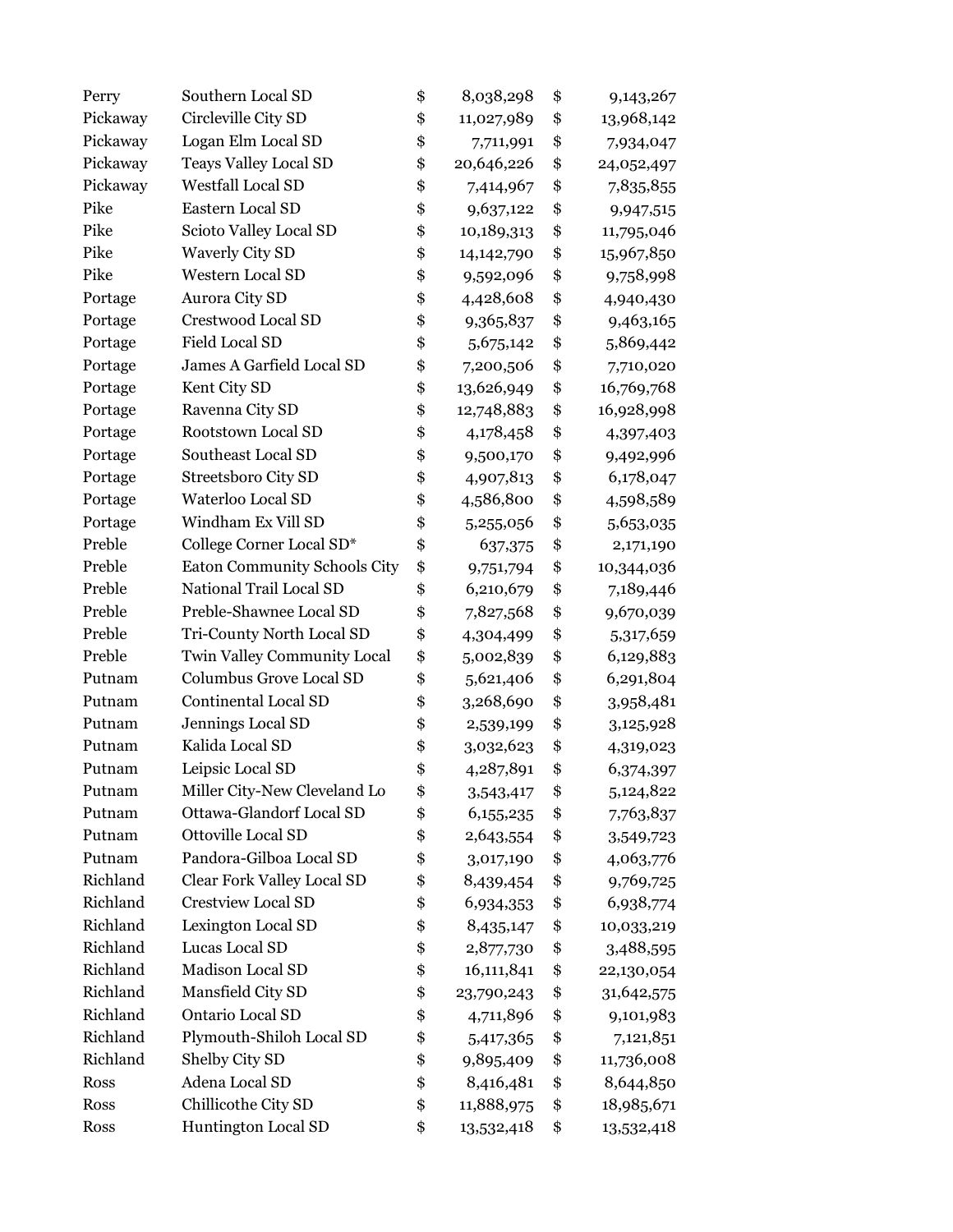| Perry | Southern Local SD | $ | 8,038,298 | $ | 9,143,267 |
|---|---|---|---|---|---|
| Pickaway | Circleville City SD | $ | 11,027,989 | $ | 13,968,142 |
| Pickaway | Logan Elm Local SD | $ | 7,711,991 | $ | 7,934,047 |
| Pickaway | Teays Valley Local SD | $ | 20,646,226 | $ | 24,052,497 |
| Pickaway | Westfall Local SD | $ | 7,414,967 | $ | 7,835,855 |
| Pike | Eastern Local SD | $ | 9,637,122 | $ | 9,947,515 |
| Pike | Scioto Valley Local SD | $ | 10,189,313 | $ | 11,795,046 |
| Pike | Waverly City SD | $ | 14,142,790 | $ | 15,967,850 |
| Pike | Western Local SD | $ | 9,592,096 | $ | 9,758,998 |
| Portage | Aurora City SD | $ | 4,428,608 | $ | 4,940,430 |
| Portage | Crestwood Local SD | $ | 9,365,837 | $ | 9,463,165 |
| Portage | Field Local SD | $ | 5,675,142 | $ | 5,869,442 |
| Portage | James A Garfield Local SD | $ | 7,200,506 | $ | 7,710,020 |
| Portage | Kent City SD | $ | 13,626,949 | $ | 16,769,768 |
| Portage | Ravenna City SD | $ | 12,748,883 | $ | 16,928,998 |
| Portage | Rootstown Local SD | $ | 4,178,458 | $ | 4,397,403 |
| Portage | Southeast Local SD | $ | 9,500,170 | $ | 9,492,996 |
| Portage | Streetsboro City SD | $ | 4,907,813 | $ | 6,178,047 |
| Portage | Waterloo Local SD | $ | 4,586,800 | $ | 4,598,589 |
| Portage | Windham Ex Vill SD | $ | 5,255,056 | $ | 5,653,035 |
| Preble | College Corner Local SD* | $ | 637,375 | $ | 2,171,190 |
| Preble | Eaton Community Schools City | $ | 9,751,794 | $ | 10,344,036 |
| Preble | National Trail Local SD | $ | 6,210,679 | $ | 7,189,446 |
| Preble | Preble-Shawnee Local SD | $ | 7,827,568 | $ | 9,670,039 |
| Preble | Tri-County North Local SD | $ | 4,304,499 | $ | 5,317,659 |
| Preble | Twin Valley Community Local | $ | 5,002,839 | $ | 6,129,883 |
| Putnam | Columbus Grove Local SD | $ | 5,621,406 | $ | 6,291,804 |
| Putnam | Continental Local SD | $ | 3,268,690 | $ | 3,958,481 |
| Putnam | Jennings Local SD | $ | 2,539,199 | $ | 3,125,928 |
| Putnam | Kalida Local SD | $ | 3,032,623 | $ | 4,319,023 |
| Putnam | Leipsic Local SD | $ | 4,287,891 | $ | 6,374,397 |
| Putnam | Miller City-New Cleveland Lo | $ | 3,543,417 | $ | 5,124,822 |
| Putnam | Ottawa-Glandorf Local SD | $ | 6,155,235 | $ | 7,763,837 |
| Putnam | Ottoville Local SD | $ | 2,643,554 | $ | 3,549,723 |
| Putnam | Pandora-Gilboa Local SD | $ | 3,017,190 | $ | 4,063,776 |
| Richland | Clear Fork Valley Local SD | $ | 8,439,454 | $ | 9,769,725 |
| Richland | Crestview Local SD | $ | 6,934,353 | $ | 6,938,774 |
| Richland | Lexington Local SD | $ | 8,435,147 | $ | 10,033,219 |
| Richland | Lucas Local SD | $ | 2,877,730 | $ | 3,488,595 |
| Richland | Madison Local SD | $ | 16,111,841 | $ | 22,130,054 |
| Richland | Mansfield City SD | $ | 23,790,243 | $ | 31,642,575 |
| Richland | Ontario Local SD | $ | 4,711,896 | $ | 9,101,983 |
| Richland | Plymouth-Shiloh Local SD | $ | 5,417,365 | $ | 7,121,851 |
| Richland | Shelby City SD | $ | 9,895,409 | $ | 11,736,008 |
| Ross | Adena Local SD | $ | 8,416,481 | $ | 8,644,850 |
| Ross | Chillicothe City SD | $ | 11,888,975 | $ | 18,985,671 |
| Ross | Huntington Local SD | $ | 13,532,418 | $ | 13,532,418 |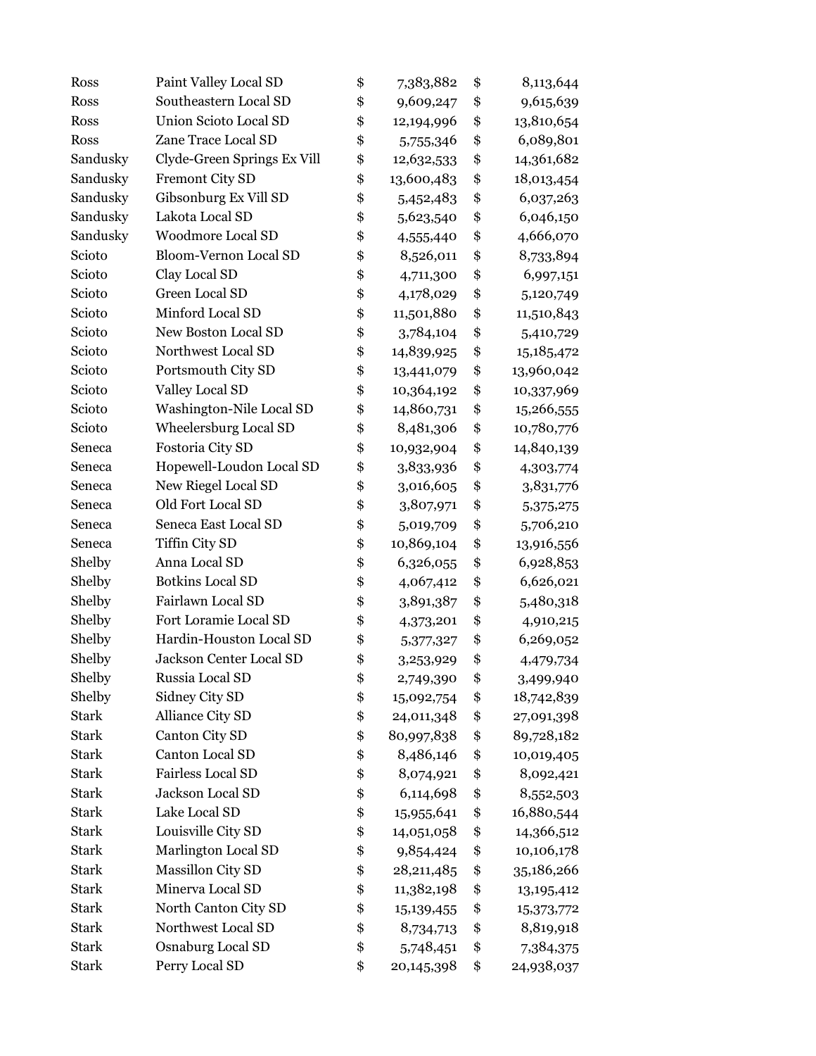| | | | | | |
|---|---|---|---|---|---|
| Ross | Paint Valley Local SD | $ | 7,383,882 | $ | 8,113,644 |
| Ross | Southeastern Local SD | $ | 9,609,247 | $ | 9,615,639 |
| Ross | Union Scioto Local SD | $ | 12,194,996 | $ | 13,810,654 |
| Ross | Zane Trace Local SD | $ | 5,755,346 | $ | 6,089,801 |
| Sandusky | Clyde-Green Springs Ex Vill | $ | 12,632,533 | $ | 14,361,682 |
| Sandusky | Fremont City SD | $ | 13,600,483 | $ | 18,013,454 |
| Sandusky | Gibsonburg Ex Vill SD | $ | 5,452,483 | $ | 6,037,263 |
| Sandusky | Lakota Local SD | $ | 5,623,540 | $ | 6,046,150 |
| Sandusky | Woodmore Local SD | $ | 4,555,440 | $ | 4,666,070 |
| Scioto | Bloom-Vernon Local SD | $ | 8,526,011 | $ | 8,733,894 |
| Scioto | Clay Local SD | $ | 4,711,300 | $ | 6,997,151 |
| Scioto | Green Local SD | $ | 4,178,029 | $ | 5,120,749 |
| Scioto | Minford Local SD | $ | 11,501,880 | $ | 11,510,843 |
| Scioto | New Boston Local SD | $ | 3,784,104 | $ | 5,410,729 |
| Scioto | Northwest Local SD | $ | 14,839,925 | $ | 15,185,472 |
| Scioto | Portsmouth City SD | $ | 13,441,079 | $ | 13,960,042 |
| Scioto | Valley Local SD | $ | 10,364,192 | $ | 10,337,969 |
| Scioto | Washington-Nile Local SD | $ | 14,860,731 | $ | 15,266,555 |
| Scioto | Wheelersburg Local SD | $ | 8,481,306 | $ | 10,780,776 |
| Seneca | Fostoria City SD | $ | 10,932,904 | $ | 14,840,139 |
| Seneca | Hopewell-Loudon Local SD | $ | 3,833,936 | $ | 4,303,774 |
| Seneca | New Riegel Local SD | $ | 3,016,605 | $ | 3,831,776 |
| Seneca | Old Fort Local SD | $ | 3,807,971 | $ | 5,375,275 |
| Seneca | Seneca East Local SD | $ | 5,019,709 | $ | 5,706,210 |
| Seneca | Tiffin City SD | $ | 10,869,104 | $ | 13,916,556 |
| Shelby | Anna Local SD | $ | 6,326,055 | $ | 6,928,853 |
| Shelby | Botkins Local SD | $ | 4,067,412 | $ | 6,626,021 |
| Shelby | Fairlawn Local SD | $ | 3,891,387 | $ | 5,480,318 |
| Shelby | Fort Loramie Local SD | $ | 4,373,201 | $ | 4,910,215 |
| Shelby | Hardin-Houston Local SD | $ | 5,377,327 | $ | 6,269,052 |
| Shelby | Jackson Center Local SD | $ | 3,253,929 | $ | 4,479,734 |
| Shelby | Russia Local SD | $ | 2,749,390 | $ | 3,499,940 |
| Shelby | Sidney City SD | $ | 15,092,754 | $ | 18,742,839 |
| Stark | Alliance City SD | $ | 24,011,348 | $ | 27,091,398 |
| Stark | Canton City SD | $ | 80,997,838 | $ | 89,728,182 |
| Stark | Canton Local SD | $ | 8,486,146 | $ | 10,019,405 |
| Stark | Fairless Local SD | $ | 8,074,921 | $ | 8,092,421 |
| Stark | Jackson Local SD | $ | 6,114,698 | $ | 8,552,503 |
| Stark | Lake Local SD | $ | 15,955,641 | $ | 16,880,544 |
| Stark | Louisville City SD | $ | 14,051,058 | $ | 14,366,512 |
| Stark | Marlington Local SD | $ | 9,854,424 | $ | 10,106,178 |
| Stark | Massillon City SD | $ | 28,211,485 | $ | 35,186,266 |
| Stark | Minerva Local SD | $ | 11,382,198 | $ | 13,195,412 |
| Stark | North Canton City SD | $ | 15,139,455 | $ | 15,373,772 |
| Stark | Northwest Local SD | $ | 8,734,713 | $ | 8,819,918 |
| Stark | Osnaburg Local SD | $ | 5,748,451 | $ | 7,384,375 |
| Stark | Perry Local SD | $ | 20,145,398 | $ | 24,938,037 |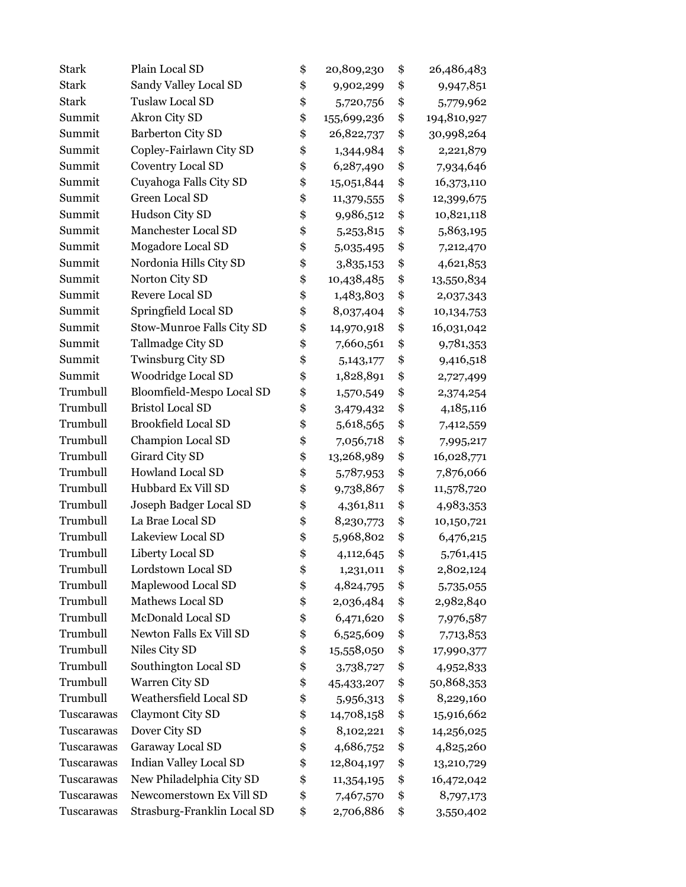| | | | | | |
|---|---|---|---|---|---|
| Stark | Plain Local SD | $ | 20,809,230 | $ | 26,486,483 |
| Stark | Sandy Valley Local SD | $ | 9,902,299 | $ | 9,947,851 |
| Stark | Tuslaw Local SD | $ | 5,720,756 | $ | 5,779,962 |
| Summit | Akron City SD | $ | 155,699,236 | $ | 194,810,927 |
| Summit | Barberton City SD | $ | 26,822,737 | $ | 30,998,264 |
| Summit | Copley-Fairlawn City SD | $ | 1,344,984 | $ | 2,221,879 |
| Summit | Coventry Local SD | $ | 6,287,490 | $ | 7,934,646 |
| Summit | Cuyahoga Falls City SD | $ | 15,051,844 | $ | 16,373,110 |
| Summit | Green Local SD | $ | 11,379,555 | $ | 12,399,675 |
| Summit | Hudson City SD | $ | 9,986,512 | $ | 10,821,118 |
| Summit | Manchester Local SD | $ | 5,253,815 | $ | 5,863,195 |
| Summit | Mogadore Local SD | $ | 5,035,495 | $ | 7,212,470 |
| Summit | Nordonia Hills City SD | $ | 3,835,153 | $ | 4,621,853 |
| Summit | Norton City SD | $ | 10,438,485 | $ | 13,550,834 |
| Summit | Revere Local SD | $ | 1,483,803 | $ | 2,037,343 |
| Summit | Springfield Local SD | $ | 8,037,404 | $ | 10,134,753 |
| Summit | Stow-Munroe Falls City SD | $ | 14,970,918 | $ | 16,031,042 |
| Summit | Tallmadge City SD | $ | 7,660,561 | $ | 9,781,353 |
| Summit | Twinsburg City SD | $ | 5,143,177 | $ | 9,416,518 |
| Summit | Woodridge Local SD | $ | 1,828,891 | $ | 2,727,499 |
| Trumbull | Bloomfield-Mespo Local SD | $ | 1,570,549 | $ | 2,374,254 |
| Trumbull | Bristol Local SD | $ | 3,479,432 | $ | 4,185,116 |
| Trumbull | Brookfield Local SD | $ | 5,618,565 | $ | 7,412,559 |
| Trumbull | Champion Local SD | $ | 7,056,718 | $ | 7,995,217 |
| Trumbull | Girard City SD | $ | 13,268,989 | $ | 16,028,771 |
| Trumbull | Howland Local SD | $ | 5,787,953 | $ | 7,876,066 |
| Trumbull | Hubbard Ex Vill SD | $ | 9,738,867 | $ | 11,578,720 |
| Trumbull | Joseph Badger Local SD | $ | 4,361,811 | $ | 4,983,353 |
| Trumbull | La Brae Local SD | $ | 8,230,773 | $ | 10,150,721 |
| Trumbull | Lakeview Local SD | $ | 5,968,802 | $ | 6,476,215 |
| Trumbull | Liberty Local SD | $ | 4,112,645 | $ | 5,761,415 |
| Trumbull | Lordstown Local SD | $ | 1,231,011 | $ | 2,802,124 |
| Trumbull | Maplewood Local SD | $ | 4,824,795 | $ | 5,735,055 |
| Trumbull | Mathews Local SD | $ | 2,036,484 | $ | 2,982,840 |
| Trumbull | McDonald Local SD | $ | 6,471,620 | $ | 7,976,587 |
| Trumbull | Newton Falls Ex Vill SD | $ | 6,525,609 | $ | 7,713,853 |
| Trumbull | Niles City SD | $ | 15,558,050 | $ | 17,990,377 |
| Trumbull | Southington Local SD | $ | 3,738,727 | $ | 4,952,833 |
| Trumbull | Warren City SD | $ | 45,433,207 | $ | 50,868,353 |
| Trumbull | Weathersfield Local SD | $ | 5,956,313 | $ | 8,229,160 |
| Tuscarawas | Claymont City SD | $ | 14,708,158 | $ | 15,916,662 |
| Tuscarawas | Dover City SD | $ | 8,102,221 | $ | 14,256,025 |
| Tuscarawas | Garaway Local SD | $ | 4,686,752 | $ | 4,825,260 |
| Tuscarawas | Indian Valley Local SD | $ | 12,804,197 | $ | 13,210,729 |
| Tuscarawas | New Philadelphia City SD | $ | 11,354,195 | $ | 16,472,042 |
| Tuscarawas | Newcomerstown Ex Vill SD | $ | 7,467,570 | $ | 8,797,173 |
| Tuscarawas | Strasburg-Franklin Local SD | $ | 2,706,886 | $ | 3,550,402 |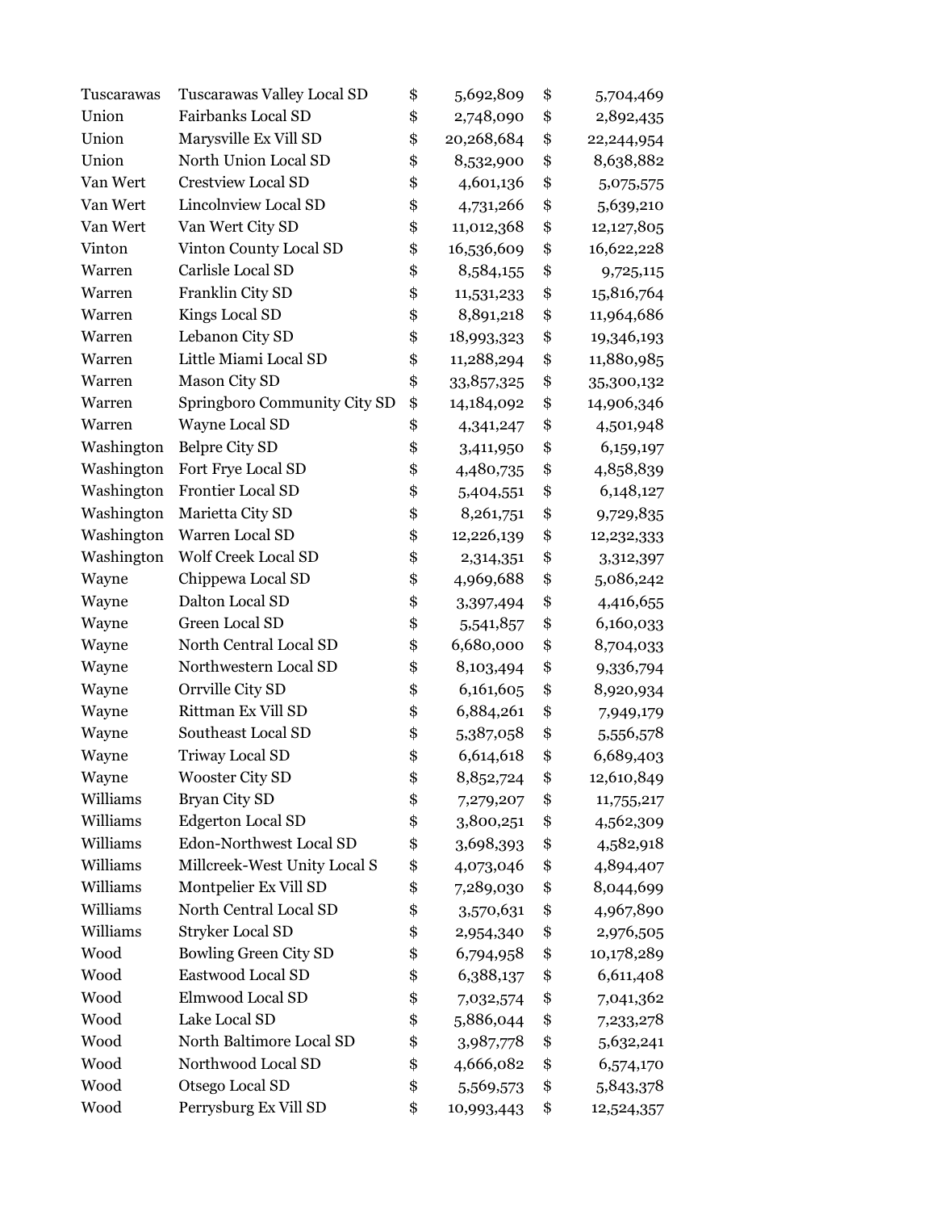| | | | | | |
|---|---|---|---|---|---|
| Tuscarawas | Tuscarawas Valley Local SD | $ | 5,692,809 | $ | 5,704,469 |
| Union | Fairbanks Local SD | $ | 2,748,090 | $ | 2,892,435 |
| Union | Marysville Ex Vill SD | $ | 20,268,684 | $ | 22,244,954 |
| Union | North Union Local SD | $ | 8,532,900 | $ | 8,638,882 |
| Van Wert | Crestview Local SD | $ | 4,601,136 | $ | 5,075,575 |
| Van Wert | Lincolnview Local SD | $ | 4,731,266 | $ | 5,639,210 |
| Van Wert | Van Wert City SD | $ | 11,012,368 | $ | 12,127,805 |
| Vinton | Vinton County Local SD | $ | 16,536,609 | $ | 16,622,228 |
| Warren | Carlisle Local SD | $ | 8,584,155 | $ | 9,725,115 |
| Warren | Franklin City SD | $ | 11,531,233 | $ | 15,816,764 |
| Warren | Kings Local SD | $ | 8,891,218 | $ | 11,964,686 |
| Warren | Lebanon City SD | $ | 18,993,323 | $ | 19,346,193 |
| Warren | Little Miami Local SD | $ | 11,288,294 | $ | 11,880,985 |
| Warren | Mason City SD | $ | 33,857,325 | $ | 35,300,132 |
| Warren | Springboro Community City SD | $ | 14,184,092 | $ | 14,906,346 |
| Warren | Wayne Local SD | $ | 4,341,247 | $ | 4,501,948 |
| Washington | Belpre City SD | $ | 3,411,950 | $ | 6,159,197 |
| Washington | Fort Frye Local SD | $ | 4,480,735 | $ | 4,858,839 |
| Washington | Frontier Local SD | $ | 5,404,551 | $ | 6,148,127 |
| Washington | Marietta City SD | $ | 8,261,751 | $ | 9,729,835 |
| Washington | Warren Local SD | $ | 12,226,139 | $ | 12,232,333 |
| Washington | Wolf Creek Local SD | $ | 2,314,351 | $ | 3,312,397 |
| Wayne | Chippewa Local SD | $ | 4,969,688 | $ | 5,086,242 |
| Wayne | Dalton Local SD | $ | 3,397,494 | $ | 4,416,655 |
| Wayne | Green Local SD | $ | 5,541,857 | $ | 6,160,033 |
| Wayne | North Central Local SD | $ | 6,680,000 | $ | 8,704,033 |
| Wayne | Northwestern Local SD | $ | 8,103,494 | $ | 9,336,794 |
| Wayne | Orrville City SD | $ | 6,161,605 | $ | 8,920,934 |
| Wayne | Rittman Ex Vill SD | $ | 6,884,261 | $ | 7,949,179 |
| Wayne | Southeast Local SD | $ | 5,387,058 | $ | 5,556,578 |
| Wayne | Triway Local SD | $ | 6,614,618 | $ | 6,689,403 |
| Wayne | Wooster City SD | $ | 8,852,724 | $ | 12,610,849 |
| Williams | Bryan City SD | $ | 7,279,207 | $ | 11,755,217 |
| Williams | Edgerton Local SD | $ | 3,800,251 | $ | 4,562,309 |
| Williams | Edon-Northwest Local SD | $ | 3,698,393 | $ | 4,582,918 |
| Williams | Millcreek-West Unity Local S | $ | 4,073,046 | $ | 4,894,407 |
| Williams | Montpelier Ex Vill SD | $ | 7,289,030 | $ | 8,044,699 |
| Williams | North Central Local SD | $ | 3,570,631 | $ | 4,967,890 |
| Williams | Stryker Local SD | $ | 2,954,340 | $ | 2,976,505 |
| Wood | Bowling Green City SD | $ | 6,794,958 | $ | 10,178,289 |
| Wood | Eastwood Local SD | $ | 6,388,137 | $ | 6,611,408 |
| Wood | Elmwood Local SD | $ | 7,032,574 | $ | 7,041,362 |
| Wood | Lake Local SD | $ | 5,886,044 | $ | 7,233,278 |
| Wood | North Baltimore Local SD | $ | 3,987,778 | $ | 5,632,241 |
| Wood | Northwood Local SD | $ | 4,666,082 | $ | 6,574,170 |
| Wood | Otsego Local SD | $ | 5,569,573 | $ | 5,843,378 |
| Wood | Perrysburg Ex Vill SD | $ | 10,993,443 | $ | 12,524,357 |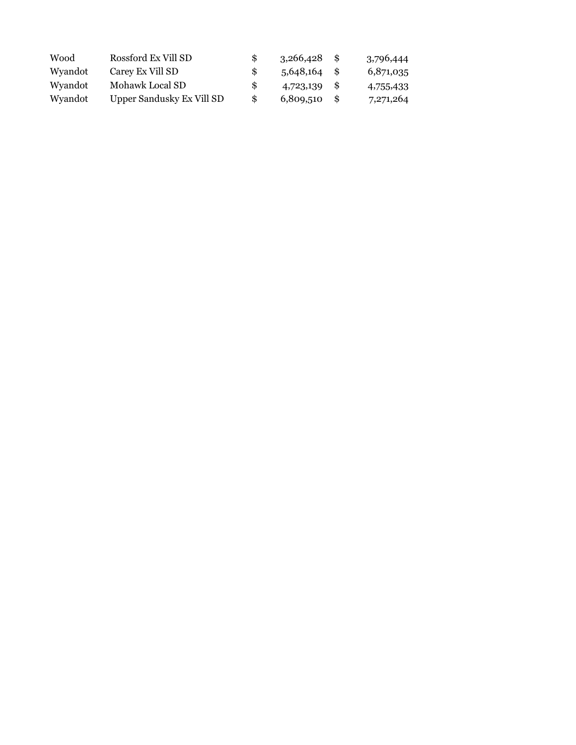| | | | |
|---|---|---|---|
| Wood | Rossford Ex Vill SD | $ 3,266,428 | $ 3,796,444 |
| Wyandot | Carey Ex Vill SD | $ 5,648,164 | $ 6,871,035 |
| Wyandot | Mohawk Local SD | $ 4,723,139 | $ 4,755,433 |
| Wyandot | Upper Sandusky Ex Vill SD | $ 6,809,510 | $ 7,271,264 |